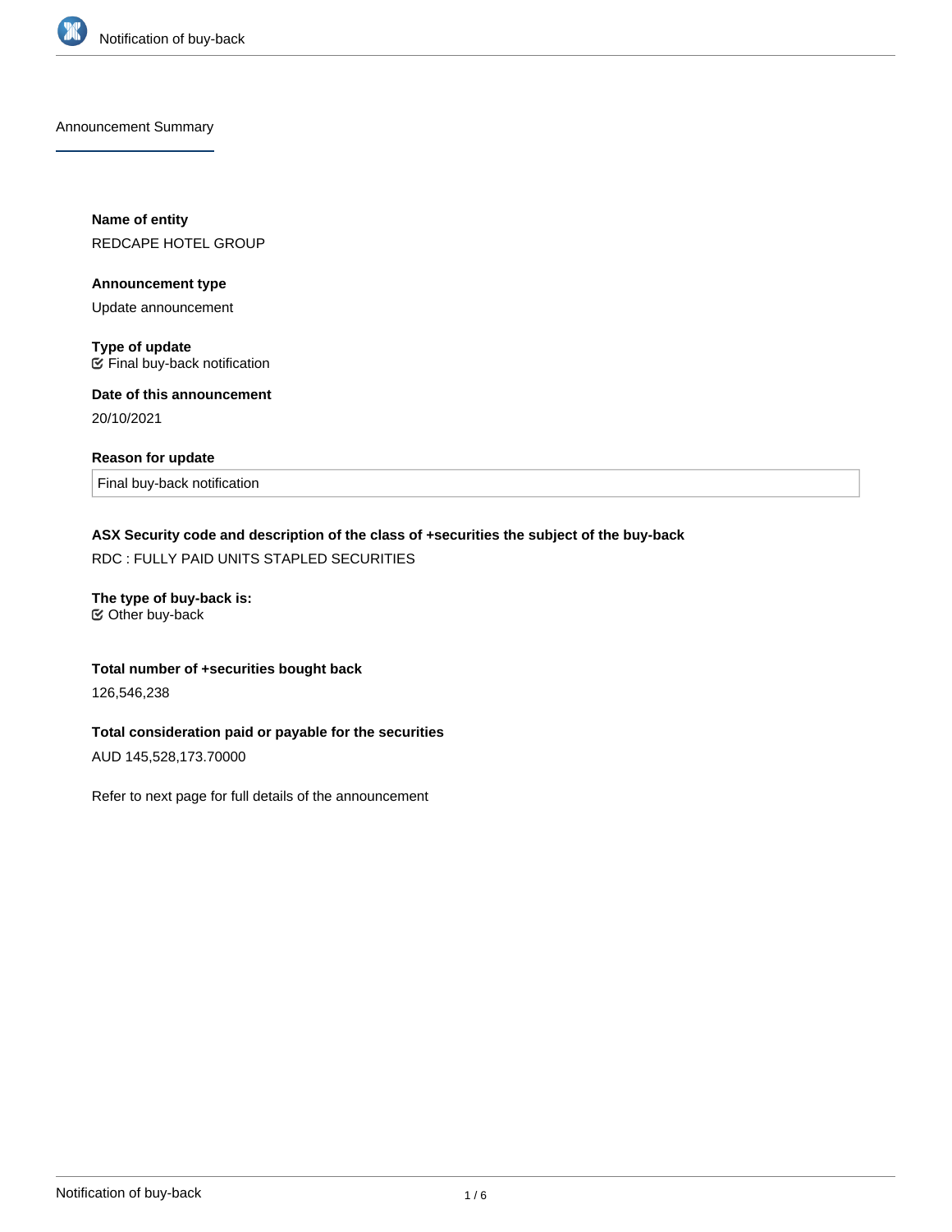Announcement Summary

**Name of entity**

REDCAPE HOTEL GROUP

**Announcement type**

Update announcement

**Type of update**

☑ Final buy-back notification

**Date of this announcement**

20/10/2021

**Reason for update**

Final buy-back notification

**ASX Security code and description of the class of +securities the subject of the buy-back**

RDC : FULLY PAID UNITS STAPLED SECURITIES

**The type of buy-back is:**

☑ Other buy-back

**Total number of +securities bought back**

126,546,238

**Total consideration paid or payable for the securities**

AUD 145,528,173.70000

Refer to next page for full details of the announcement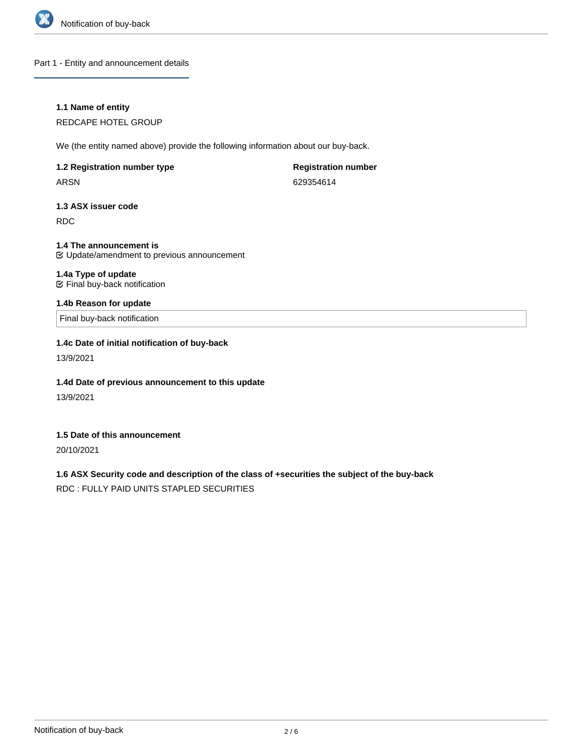## Part 1 - Entity and announcement details

**1.1 Name of entity**

REDCAPE HOTEL GROUP

We (the entity named above) provide the following information about our buy-back.

| **1.2 Registration number type** | **Registration number** |
|---|---|
| ARSN | 629354614 |

**1.3 ASX issuer code**

RDC

**1.4 The announcement is**

☑ Update/amendment to previous announcement

**1.4a Type of update**

☑ Final buy-back notification

**1.4b Reason for update**

Final buy-back notification

**1.4c Date of initial notification of buy-back**

13/9/2021

**1.4d Date of previous announcement to this update**

13/9/2021

**1.5 Date of this announcement**

20/10/2021

**1.6 ASX Security code and description of the class of +securities the subject of the buy-back**

RDC : FULLY PAID UNITS STAPLED SECURITIES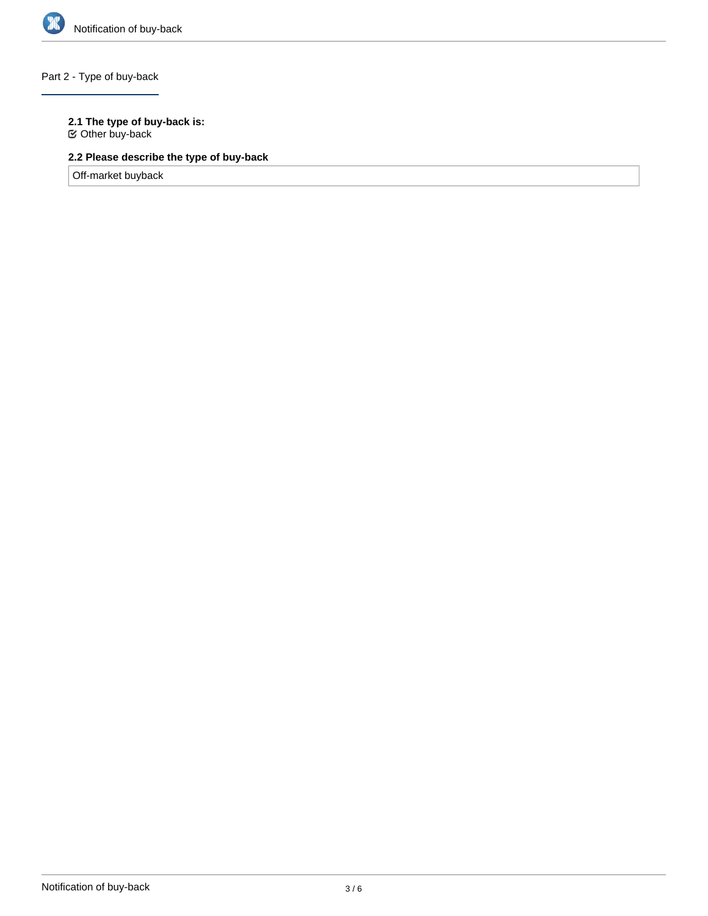## Part 2 - Type of buy-back

**2.1 The type of buy-back is:**

☑ Other buy-back

**2.2 Please describe the type of buy-back**

Off-market buyback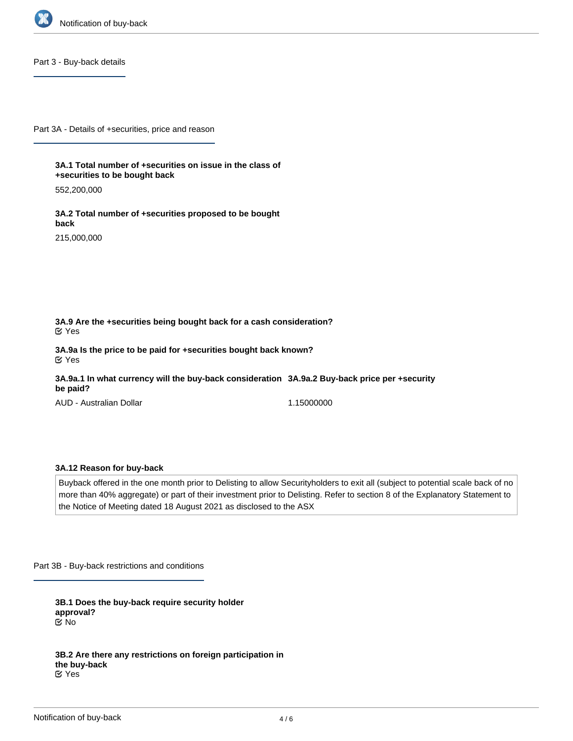## Part 3 - Buy-back details

### Part 3A - Details of +securities, price and reason

**3A.1 Total number of +securities on issue in the class of +securities to be bought back**

552,200,000

**3A.2 Total number of +securities proposed to be bought back**

215,000,000

**3A.9 Are the +securities being bought back for a cash consideration?**

Yes

**3A.9a Is the price to be paid for +securities bought back known?**

Yes

**3A.9a.1 In what currency will the buy-back consideration be paid?**

AUD - Australian Dollar

**3A.9a.2 Buy-back price per +security**

1.15000000

**3A.12 Reason for buy-back**

Buyback offered in the one month prior to Delisting to allow Securityholders to exit all (subject to potential scale back of no more than 40% aggregate) or part of their investment prior to Delisting. Refer to section 8 of the Explanatory Statement to the Notice of Meeting dated 18 August 2021 as disclosed to the ASX

### Part 3B - Buy-back restrictions and conditions

**3B.1 Does the buy-back require security holder approval?**

No

**3B.2 Are there any restrictions on foreign participation in the buy-back**

Yes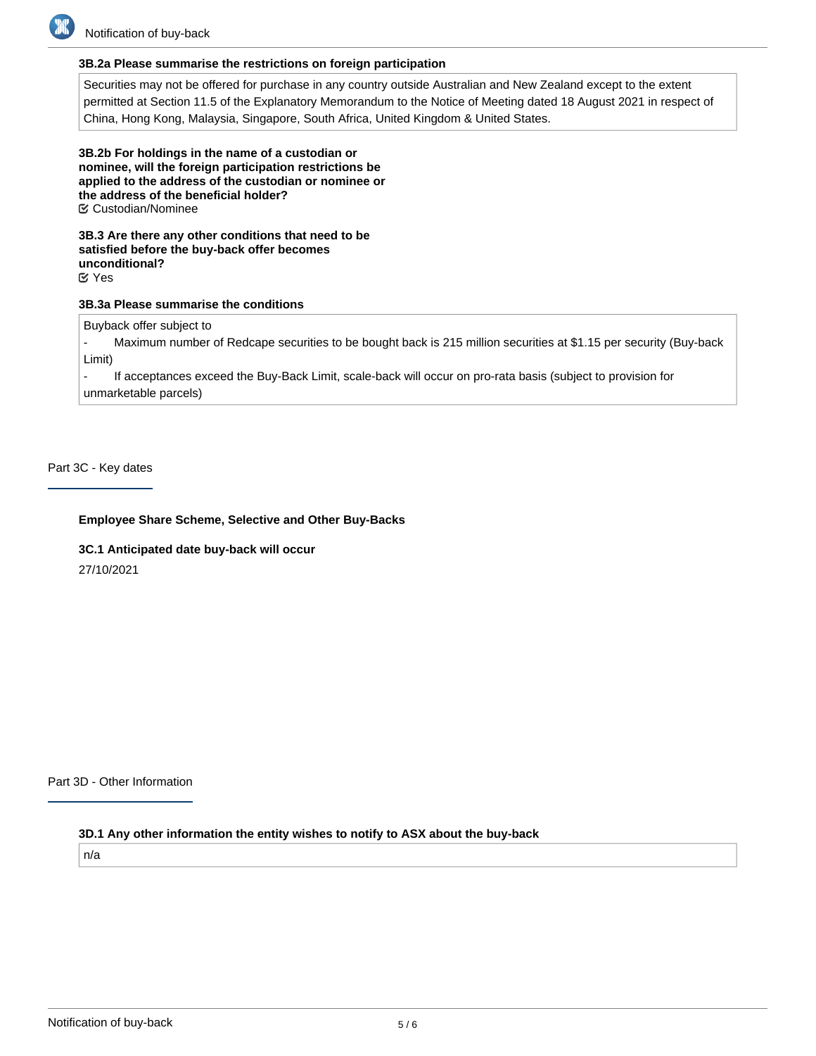**3B.2a Please summarise the restrictions on foreign participation**

Securities may not be offered for purchase in any country outside Australian and New Zealand except to the extent permitted at Section 11.5 of the Explanatory Memorandum to the Notice of Meeting dated 18 August 2021 in respect of China, Hong Kong, Malaysia, Singapore, South Africa, United Kingdom & United States.

**3B.2b For holdings in the name of a custodian or nominee, will the foreign participation restrictions be applied to the address of the custodian or nominee or the address of the beneficial holder?**

☑ Custodian/Nominee

**3B.3 Are there any other conditions that need to be satisfied before the buy-back offer becomes unconditional?**

☑ Yes

**3B.3a Please summarise the conditions**

Buyback offer subject to

- Maximum number of Redcape securities to be bought back is 215 million securities at $1.15 per security (Buy-back Limit)
- If acceptances exceed the Buy-Back Limit, scale-back will occur on pro-rata basis (subject to provision for unmarketable parcels)

## Part 3C - Key dates

**Employee Share Scheme, Selective and Other Buy-Backs**

**3C.1 Anticipated date buy-back will occur**

27/10/2021

## Part 3D - Other Information

**3D.1 Any other information the entity wishes to notify to ASX about the buy-back**

n/a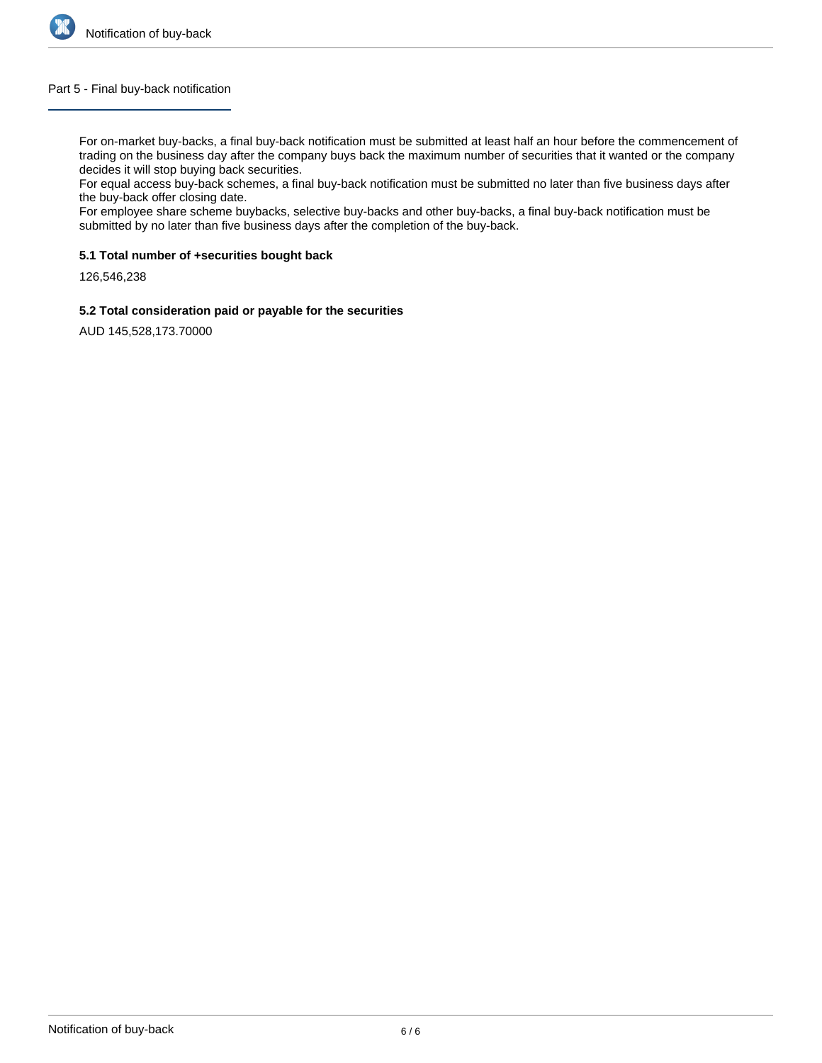## Part 5 - Final buy-back notification

For on-market buy-backs, a final buy-back notification must be submitted at least half an hour before the commencement of trading on the business day after the company buys back the maximum number of securities that it wanted or the company decides it will stop buying back securities.
For equal access buy-back schemes, a final buy-back notification must be submitted no later than five business days after the buy-back offer closing date.
For employee share scheme buybacks, selective buy-backs and other buy-backs, a final buy-back notification must be submitted by no later than five business days after the completion of the buy-back.

**5.1 Total number of +securities bought back**

126,546,238

**5.2 Total consideration paid or payable for the securities**

AUD 145,528,173.70000